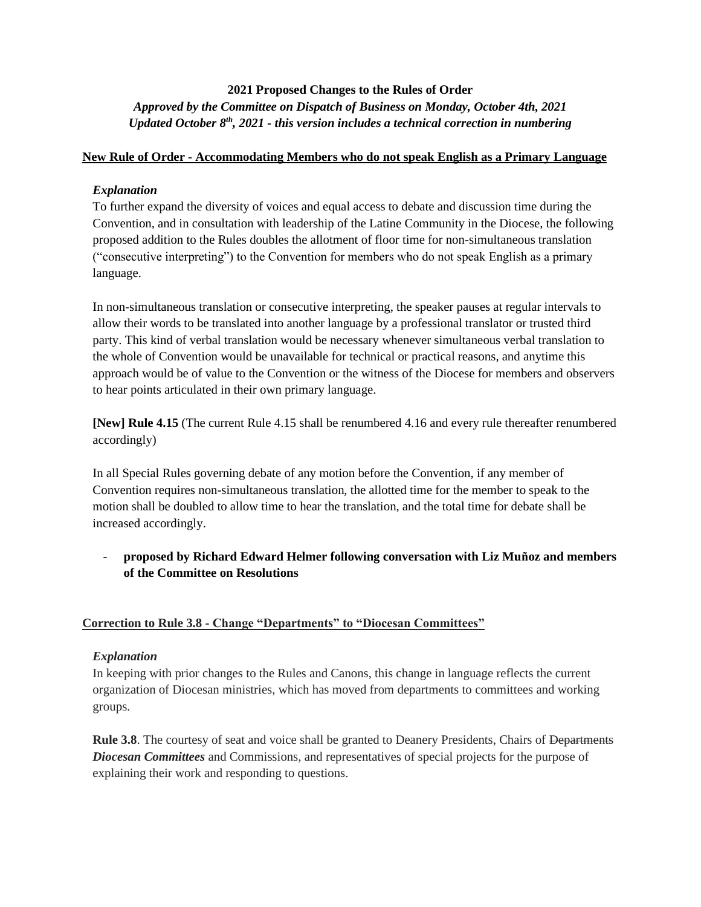**2021 Proposed Changes to the Rules of Order**

***Approved by the Committee on Dispatch of Business on Monday, October 4th, 2021***
***Updated October 8th, 2021 - this version includes a technical correction in numbering***

**New Rule of Order - Accommodating Members who do not speak English as a Primary Language**

*Explanation*

To further expand the diversity of voices and equal access to debate and discussion time during the Convention, and in consultation with leadership of the Latine Community in the Diocese, the following proposed addition to the Rules doubles the allotment of floor time for non-simultaneous translation ("consecutive interpreting") to the Convention for members who do not speak English as a primary language.

In non-simultaneous translation or consecutive interpreting, the speaker pauses at regular intervals to allow their words to be translated into another language by a professional translator or trusted third party. This kind of verbal translation would be necessary whenever simultaneous verbal translation to the whole of Convention would be unavailable for technical or practical reasons, and anytime this approach would be of value to the Convention or the witness of the Diocese for members and observers to hear points articulated in their own primary language.

**[New] Rule 4.15** (The current Rule 4.15 shall be renumbered 4.16 and every rule thereafter renumbered accordingly)

In all Special Rules governing debate of any motion before the Convention, if any member of Convention requires non-simultaneous translation, the allotted time for the member to speak to the motion shall be doubled to allow time to hear the translation, and the total time for debate shall be increased accordingly.

- **proposed by Richard Edward Helmer following conversation with Liz Muñoz and members of the Committee on Resolutions**

**Correction to Rule 3.8 - Change "Departments" to "Diocesan Committees"**

*Explanation*

In keeping with prior changes to the Rules and Canons, this change in language reflects the current organization of Diocesan ministries, which has moved from departments to committees and working groups.

**Rule 3.8**. The courtesy of seat and voice shall be granted to Deanery Presidents, Chairs of ~~Departments~~ ***Diocesan Committees*** and Commissions, and representatives of special projects for the purpose of explaining their work and responding to questions.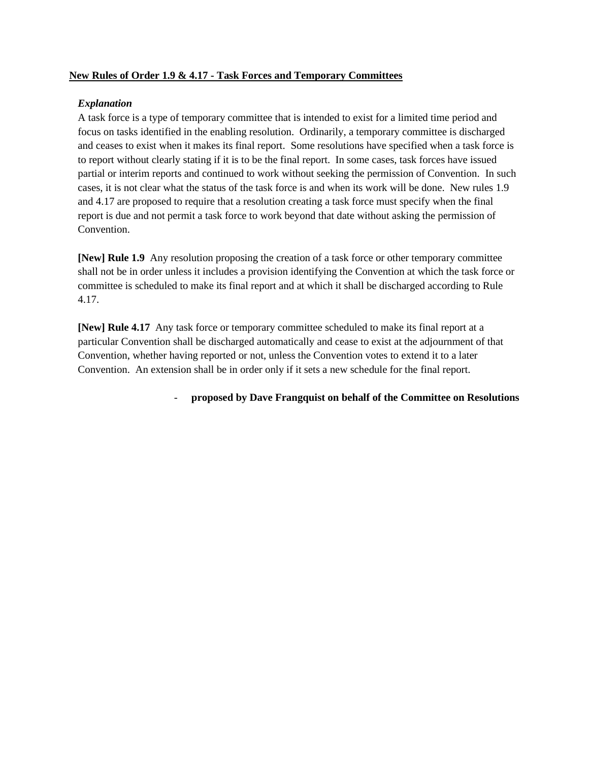**New Rules of Order 1.9 & 4.17 - Task Forces and Temporary Committees**

***Explanation***

A task force is a type of temporary committee that is intended to exist for a limited time period and focus on tasks identified in the enabling resolution. Ordinarily, a temporary committee is discharged and ceases to exist when it makes its final report. Some resolutions have specified when a task force is to report without clearly stating if it is to be the final report. In some cases, task forces have issued partial or interim reports and continued to work without seeking the permission of Convention. In such cases, it is not clear what the status of the task force is and when its work will be done. New rules 1.9 and 4.17 are proposed to require that a resolution creating a task force must specify when the final report is due and not permit a task force to work beyond that date without asking the permission of Convention.

**[New] Rule 1.9** Any resolution proposing the creation of a task force or other temporary committee shall not be in order unless it includes a provision identifying the Convention at which the task force or committee is scheduled to make its final report and at which it shall be discharged according to Rule 4.17.

**[New] Rule 4.17** Any task force or temporary committee scheduled to make its final report at a particular Convention shall be discharged automatically and cease to exist at the adjournment of that Convention, whether having reported or not, unless the Convention votes to extend it to a later Convention. An extension shall be in order only if it sets a new schedule for the final report.

- **proposed by Dave Frangquist on behalf of the Committee on Resolutions**